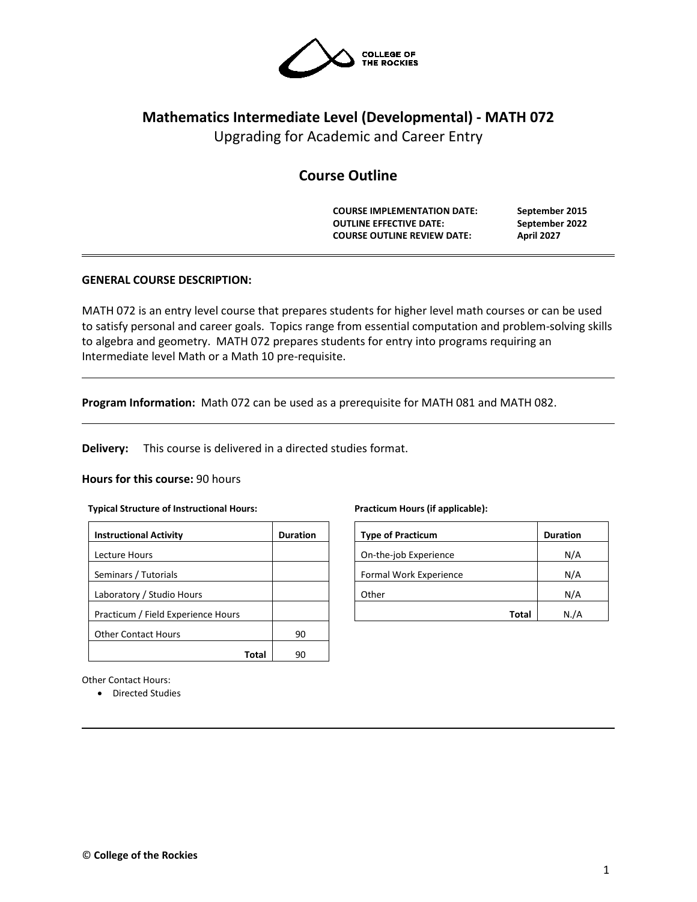# Mathematics Intermediate Level (Developmental) - MATH 072

Upgrading for Academic and Career Entry

## Course Outline

**COURSE IMPLEMENTATION DATE:** **September 2015**
**OUTLINE EFFECTIVE DATE:** **September 2022**
**COURSE OUTLINE REVIEW DATE:** **April 2027**

---

**GENERAL COURSE DESCRIPTION:**

MATH 072 is an entry level course that prepares students for higher level math courses or can be used to satisfy personal and career goals. Topics range from essential computation and problem-solving skills to algebra and geometry. MATH 072 prepares students for entry into programs requiring an Intermediate level Math or a Math 10 pre-requisite.

---

**Program Information:** Math 072 can be used as a prerequisite for MATH 081 and MATH 082.

---

**Delivery:** This course is delivered in a directed studies format.

**Hours for this course:** 90 hours

**Typical Structure of Instructional Hours:**

| Instructional Activity | Duration |
|---|---|
| Lecture Hours | |
| Seminars / Tutorials | |
| Laboratory / Studio Hours | |
| Practicum / Field Experience Hours | |
| Other Contact Hours | 90 |
| **Total** | 90 |

**Practicum Hours (if applicable):**

| Type of Practicum | Duration |
|---|---|
| On-the-job Experience | N/A |
| Formal Work Experience | N/A |
| Other | N/A |
| **Total** | N./A |

Other Contact Hours:

- Directed Studies

---

© **College of the Rockies**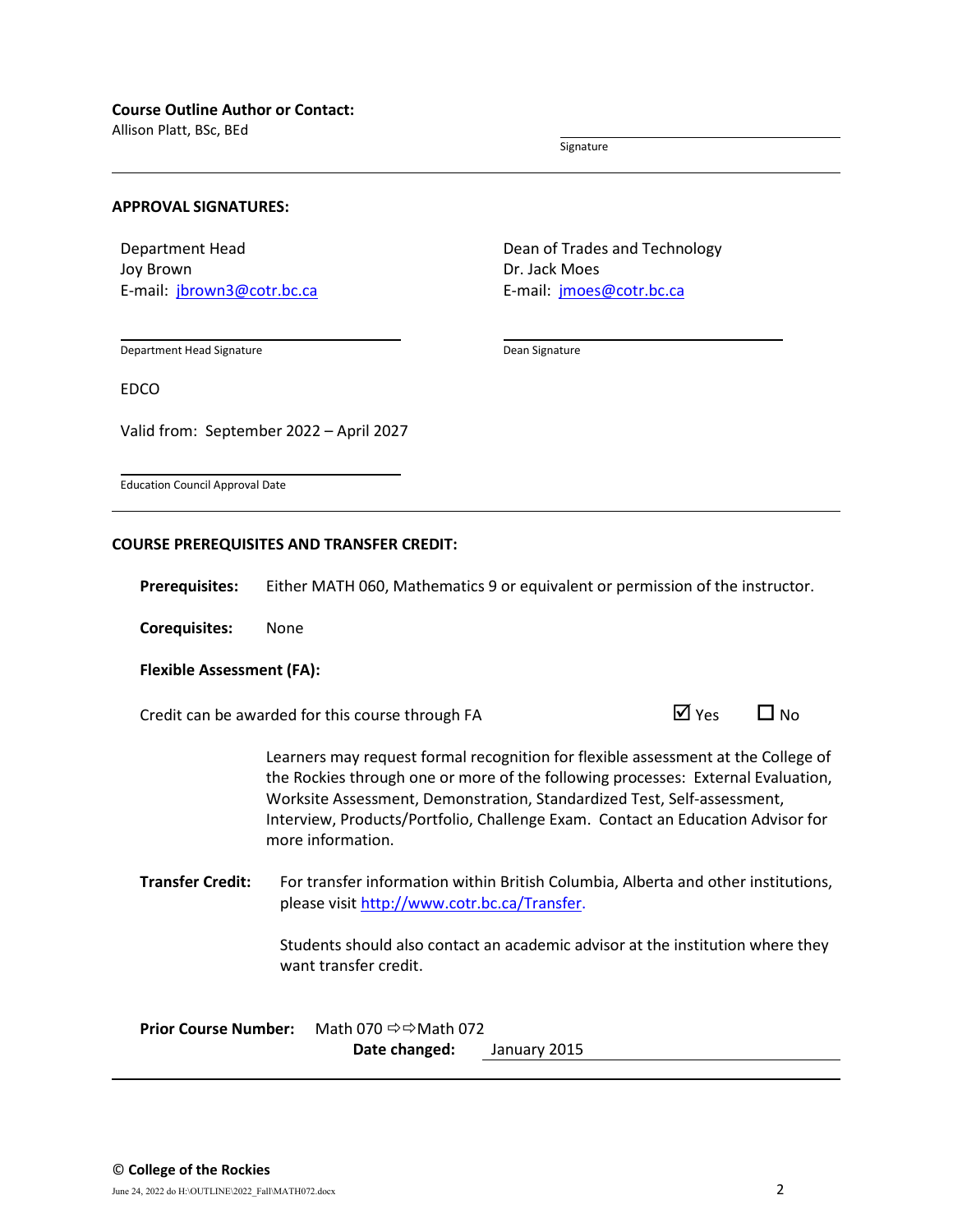**Course Outline Author or Contact:**
Allison Platt, BSc, BEd

Signature

---

**APPROVAL SIGNATURES:**

Department Head
Joy Brown
E-mail: [jbrown3@cotr.bc.ca](mailto:jbrown3@cotr.bc.ca)

Department Head Signature

Dean of Trades and Technology
Dr. Jack Moes
E-mail: [jmoes@cotr.bc.ca](mailto:jmoes@cotr.bc.ca)

Dean Signature

EDCO

Valid from: September 2022 – April 2027

Education Council Approval Date

---

**COURSE PREREQUISITES AND TRANSFER CREDIT:**

**Prerequisites:** Either MATH 060, Mathematics 9 or equivalent or permission of the instructor.

**Corequisites:** None

**Flexible Assessment (FA):**

Credit can be awarded for this course through FA ☑ Yes ☐ No

Learners may request formal recognition for flexible assessment at the College of the Rockies through one or more of the following processes: External Evaluation, Worksite Assessment, Demonstration, Standardized Test, Self-assessment, Interview, Products/Portfolio, Challenge Exam. Contact an Education Advisor for more information.

**Transfer Credit:** For transfer information within British Columbia, Alberta and other institutions, please visit [http://www.cotr.bc.ca/Transfer](http://www.cotr.bc.ca/Transfer).

Students should also contact an academic advisor at the institution where they want transfer credit.

**Prior Course Number:** Math 070 ⇨⇨Math 072
**Date changed:** January 2015

---

© **College of the Rockies**

June 24, 2022 do H:\OUTLINE\2022_Fall\MATH072.docx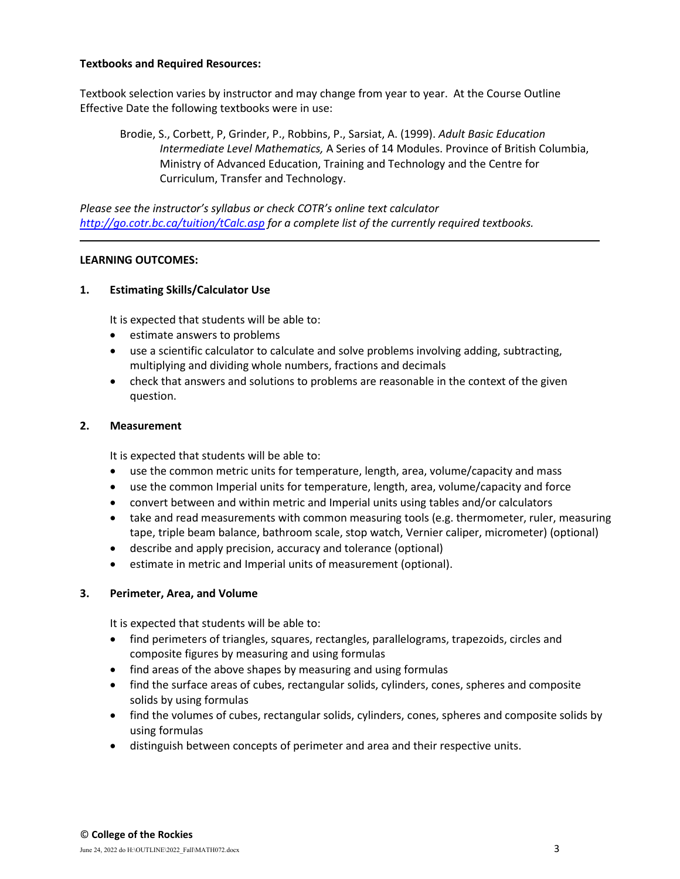**Textbooks and Required Resources:**

Textbook selection varies by instructor and may change from year to year. At the Course Outline Effective Date the following textbooks were in use:

> Brodie, S., Corbett, P, Grinder, P., Robbins, P., Sarsiat, A. (1999). *Adult Basic Education Intermediate Level Mathematics,* A Series of 14 Modules. Province of British Columbia, Ministry of Advanced Education, Training and Technology and the Centre for Curriculum, Transfer and Technology.

*Please see the instructor's syllabus or check COTR's online text calculator [http://go.cotr.bc.ca/tuition/tCalc.asp](http://go.cotr.bc.ca/tuition/tCalc.asp) for a complete list of the currently required textbooks.*

---

**LEARNING OUTCOMES:**

**1. Estimating Skills/Calculator Use**

It is expected that students will be able to:

- estimate answers to problems
- use a scientific calculator to calculate and solve problems involving adding, subtracting, multiplying and dividing whole numbers, fractions and decimals
- check that answers and solutions to problems are reasonable in the context of the given question.

**2. Measurement**

It is expected that students will be able to:

- use the common metric units for temperature, length, area, volume/capacity and mass
- use the common Imperial units for temperature, length, area, volume/capacity and force
- convert between and within metric and Imperial units using tables and/or calculators
- take and read measurements with common measuring tools (e.g. thermometer, ruler, measuring tape, triple beam balance, bathroom scale, stop watch, Vernier caliper, micrometer) (optional)
- describe and apply precision, accuracy and tolerance (optional)
- estimate in metric and Imperial units of measurement (optional).

**3. Perimeter, Area, and Volume**

It is expected that students will be able to:

- find perimeters of triangles, squares, rectangles, parallelograms, trapezoids, circles and composite figures by measuring and using formulas
- find areas of the above shapes by measuring and using formulas
- find the surface areas of cubes, rectangular solids, cylinders, cones, spheres and composite solids by using formulas
- find the volumes of cubes, rectangular solids, cylinders, cones, spheres and composite solids by using formulas
- distinguish between concepts of perimeter and area and their respective units.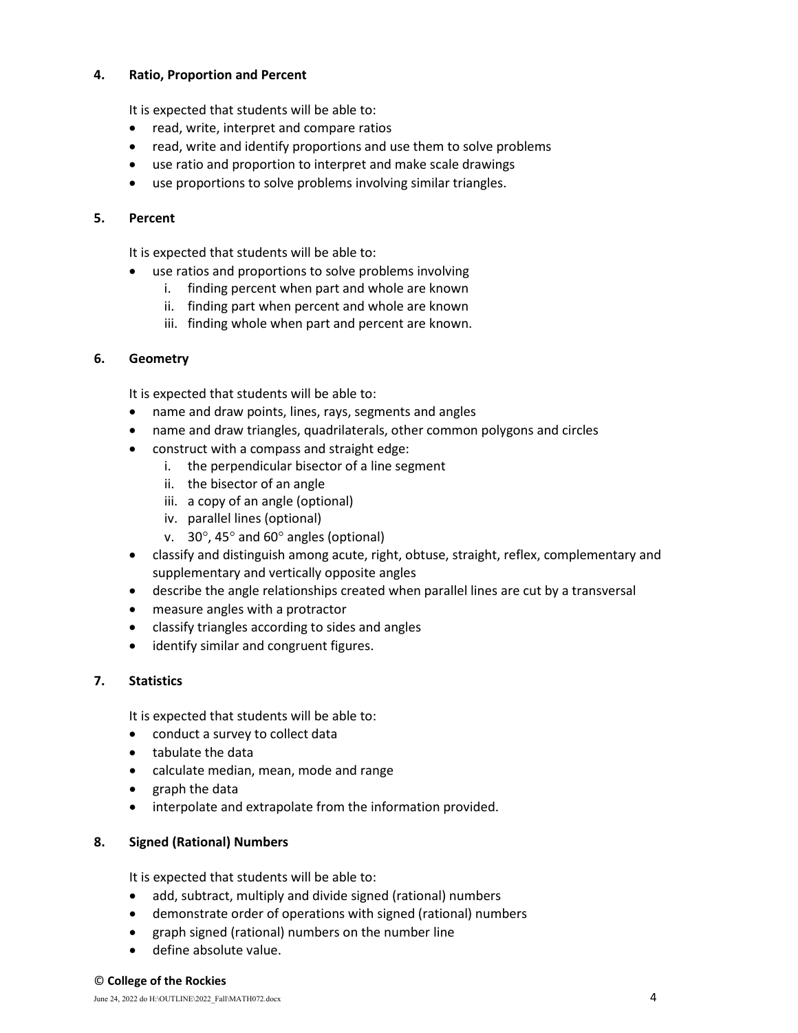**4. Ratio, Proportion and Percent**

It is expected that students will be able to:

- read, write, interpret and compare ratios
- read, write and identify proportions and use them to solve problems
- use ratio and proportion to interpret and make scale drawings
- use proportions to solve problems involving similar triangles.

**5. Percent**

It is expected that students will be able to:

- use ratios and proportions to solve problems involving
    i. finding percent when part and whole are known
    ii. finding part when percent and whole are known
    iii. finding whole when part and percent are known.

**6. Geometry**

It is expected that students will be able to:

- name and draw points, lines, rays, segments and angles
- name and draw triangles, quadrilaterals, other common polygons and circles
- construct with a compass and straight edge:
    i. the perpendicular bisector of a line segment
    ii. the bisector of an angle
    iii. a copy of an angle (optional)
    iv. parallel lines (optional)
    v. $30^\circ$, $45^\circ$ and $60^\circ$ angles (optional)
- classify and distinguish among acute, right, obtuse, straight, reflex, complementary and supplementary and vertically opposite angles
- describe the angle relationships created when parallel lines are cut by a transversal
- measure angles with a protractor
- classify triangles according to sides and angles
- identify similar and congruent figures.

**7. Statistics**

It is expected that students will be able to:

- conduct a survey to collect data
- tabulate the data
- calculate median, mean, mode and range
- graph the data
- interpolate and extrapolate from the information provided.

**8. Signed (Rational) Numbers**

It is expected that students will be able to:

- add, subtract, multiply and divide signed (rational) numbers
- demonstrate order of operations with signed (rational) numbers
- graph signed (rational) numbers on the number line
- define absolute value.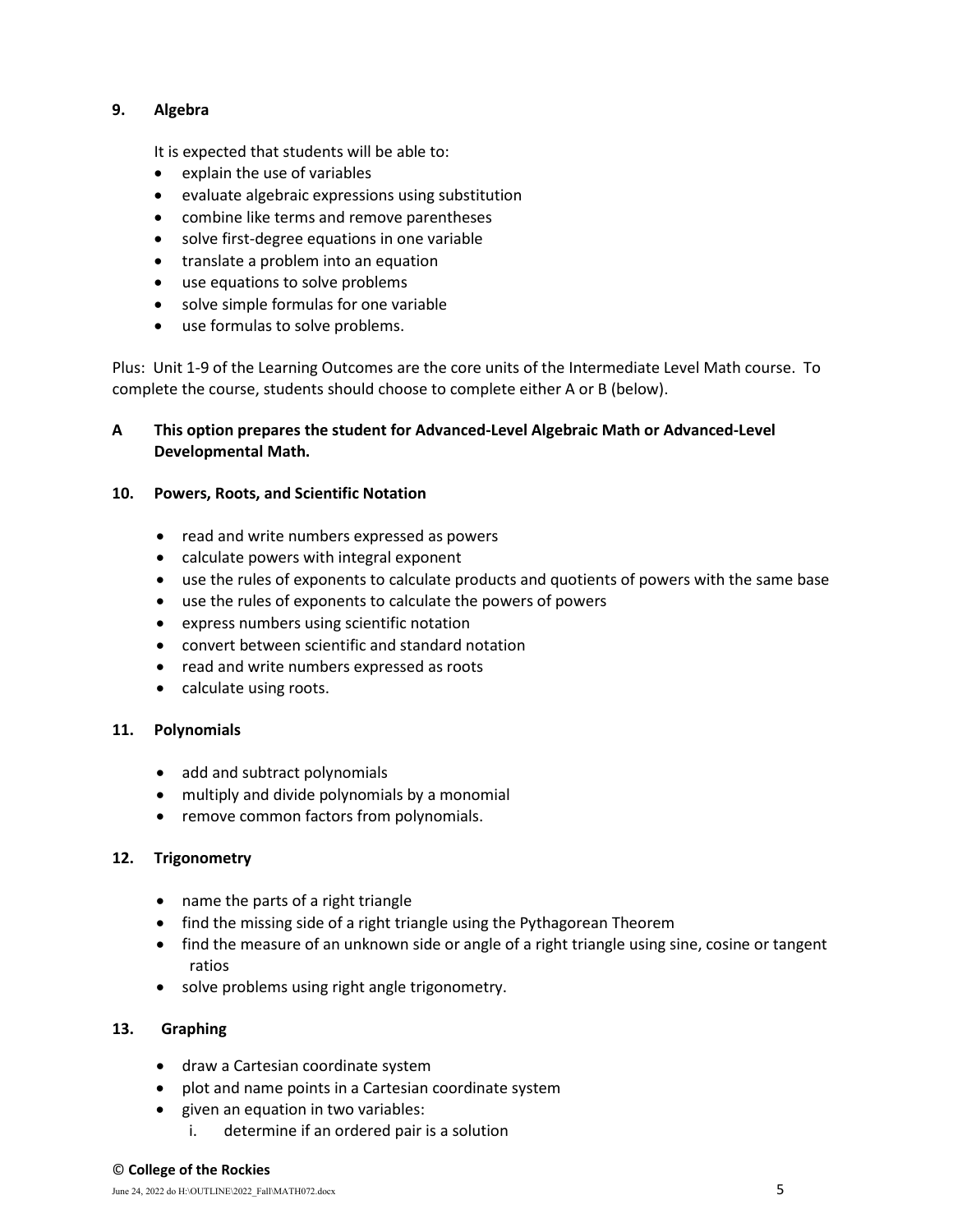## 9. Algebra

It is expected that students will be able to:

- explain the use of variables
- evaluate algebraic expressions using substitution
- combine like terms and remove parentheses
- solve first-degree equations in one variable
- translate a problem into an equation
- use equations to solve problems
- solve simple formulas for one variable
- use formulas to solve problems.

Plus: Unit 1-9 of the Learning Outcomes are the core units of the Intermediate Level Math course. To complete the course, students should choose to complete either A or B (below).

**A This option prepares the student for Advanced-Level Algebraic Math or Advanced-Level Developmental Math.**

## 10. Powers, Roots, and Scientific Notation

- read and write numbers expressed as powers
- calculate powers with integral exponent
- use the rules of exponents to calculate products and quotients of powers with the same base
- use the rules of exponents to calculate the powers of powers
- express numbers using scientific notation
- convert between scientific and standard notation
- read and write numbers expressed as roots
- calculate using roots.

## 11. Polynomials

- add and subtract polynomials
- multiply and divide polynomials by a monomial
- remove common factors from polynomials.

## 12. Trigonometry

- name the parts of a right triangle
- find the missing side of a right triangle using the Pythagorean Theorem
- find the measure of an unknown side or angle of a right triangle using sine, cosine or tangent ratios
- solve problems using right angle trigonometry.

## 13. Graphing

- draw a Cartesian coordinate system
- plot and name points in a Cartesian coordinate system
- given an equation in two variables:
    i. determine if an ordered pair is a solution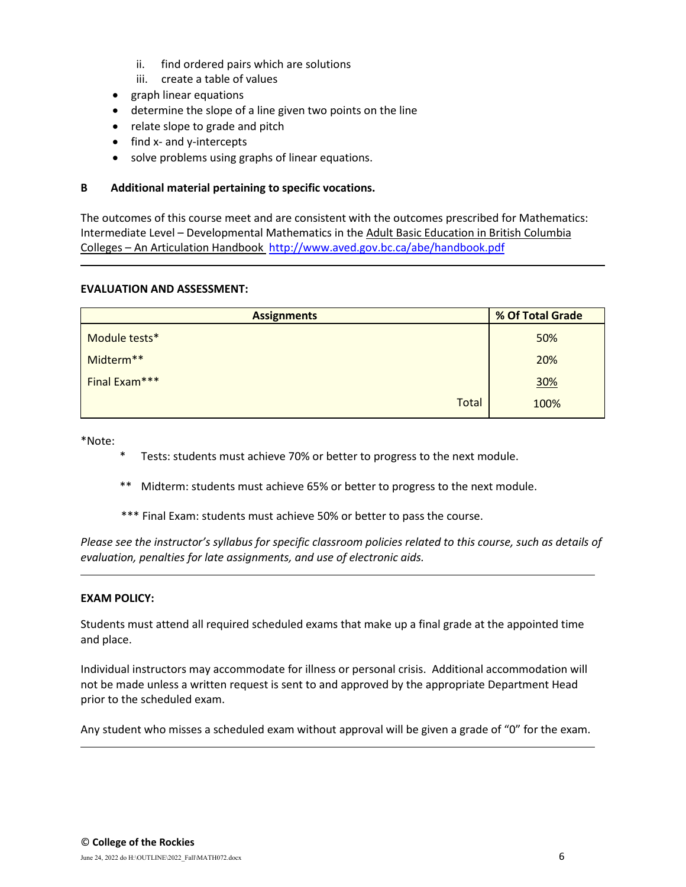ii. find ordered pairs which are solutions
   iii. create a table of values
- graph linear equations
- determine the slope of a line given two points on the line
- relate slope to grade and pitch
- find x- and y-intercepts
- solve problems using graphs of linear equations.

**B Additional material pertaining to specific vocations.**

The outcomes of this course meet and are consistent with the outcomes prescribed for Mathematics: Intermediate Level – Developmental Mathematics in the Adult Basic Education in British Columbia Colleges – An Articulation Handbook http://www.aved.gov.bc.ca/abe/handbook.pdf

---

**EVALUATION AND ASSESSMENT:**

| Assignments | % Of Total Grade |
|---|---|
| Module tests* | 50% |
| Midterm** | 20% |
| Final Exam*** | 30% |
| Total | 100% |

*Note:

\* Tests: students must achieve 70% or better to progress to the next module.

\** Midterm: students must achieve 65% or better to progress to the next module.

\*** Final Exam: students must achieve 50% or better to pass the course.

*Please see the instructor's syllabus for specific classroom policies related to this course, such as details of evaluation, penalties for late assignments, and use of electronic aids.*

---

**EXAM POLICY:**

Students must attend all required scheduled exams that make up a final grade at the appointed time and place.

Individual instructors may accommodate for illness or personal crisis. Additional accommodation will not be made unless a written request is sent to and approved by the appropriate Department Head prior to the scheduled exam.

Any student who misses a scheduled exam without approval will be given a grade of "0" for the exam.

---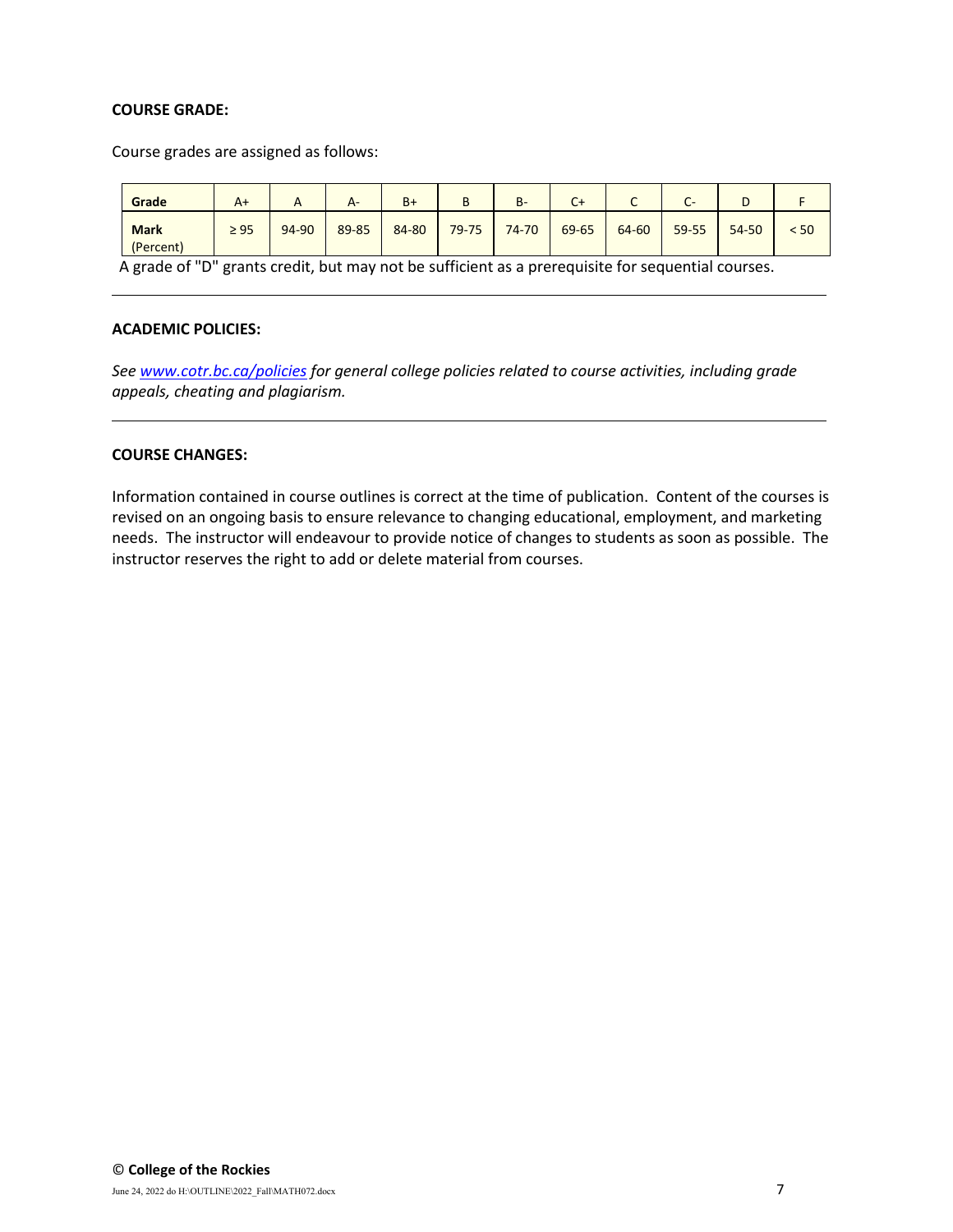**COURSE GRADE:**

Course grades are assigned as follows:

| Grade | A+ | A | A- | B+ | B | B- | C+ | C | C- | D | F |
|---|---|---|---|---|---|---|---|---|---|---|---|
| **Mark** (Percent) | ≥ 95 | 94-90 | 89-85 | 84-80 | 79-75 | 74-70 | 69-65 | 64-60 | 59-55 | 54-50 | < 50 |

A grade of "D" grants credit, but may not be sufficient as a prerequisite for sequential courses.

---

**ACADEMIC POLICIES:**

*See [www.cotr.bc.ca/policies](www.cotr.bc.ca/policies) for general college policies related to course activities, including grade appeals, cheating and plagiarism.*

---

**COURSE CHANGES:**

Information contained in course outlines is correct at the time of publication. Content of the courses is revised on an ongoing basis to ensure relevance to changing educational, employment, and marketing needs. The instructor will endeavour to provide notice of changes to students as soon as possible. The instructor reserves the right to add or delete material from courses.

© **College of the Rockies**

June 24, 2022 do H:\OUTLINE\2022_Fall\MATH072.docx